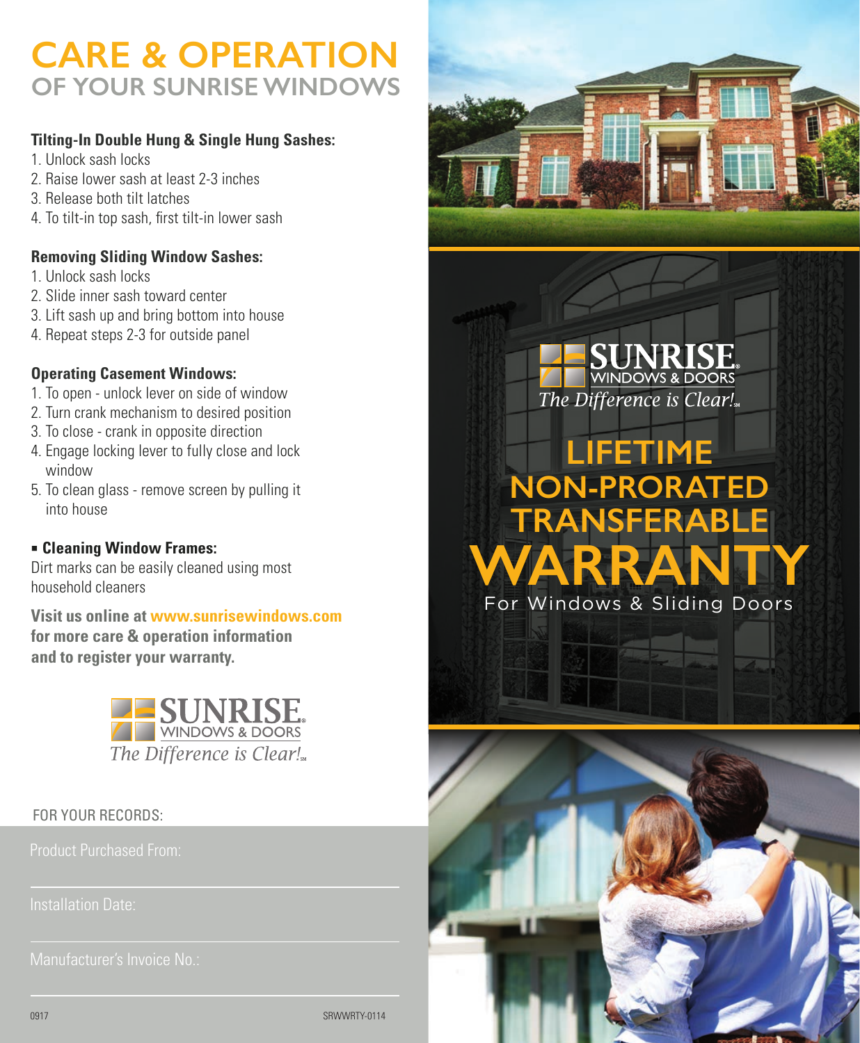# CARE & OPERATION
## OF YOUR SUNRISE WINDOWS

**Tilting-In Double Hung & Single Hung Sashes:**

1. Unlock sash locks
2. Raise lower sash at least 2-3 inches
3. Release both tilt latches
4. To tilt-in top sash, first tilt-in lower sash

**Removing Sliding Window Sashes:**

1. Unlock sash locks
2. Slide inner sash toward center
3. Lift sash up and bring bottom into house
4. Repeat steps 2-3 for outside panel

**Operating Casement Windows:**

1. To open - unlock lever on side of window
2. Turn crank mechanism to desired position
3. To close - crank in opposite direction
4. Engage locking lever to fully close and lock window
5. To clean glass - remove screen by pulling it into house

- **Cleaning Window Frames:**

Dirt marks can be easily cleaned using most household cleaners

**Visit us online at www.sunrisewindows.com for more care & operation information and to register your warranty.**

SUNRISE® WINDOWS & DOORS
*The Difference is Clear!*℠

FOR YOUR RECORDS:

Product Purchased From: ____________________

Installation Date: ____________________

Manufacturer's Invoice No.: ____________________

0917 SRWWRTY-0114

SUNRISE® WINDOWS & DOORS
*The Difference is Clear!*℠

# LIFETIME NON-PRORATED TRANSFERABLE WARRANTY

For Windows & Sliding Doors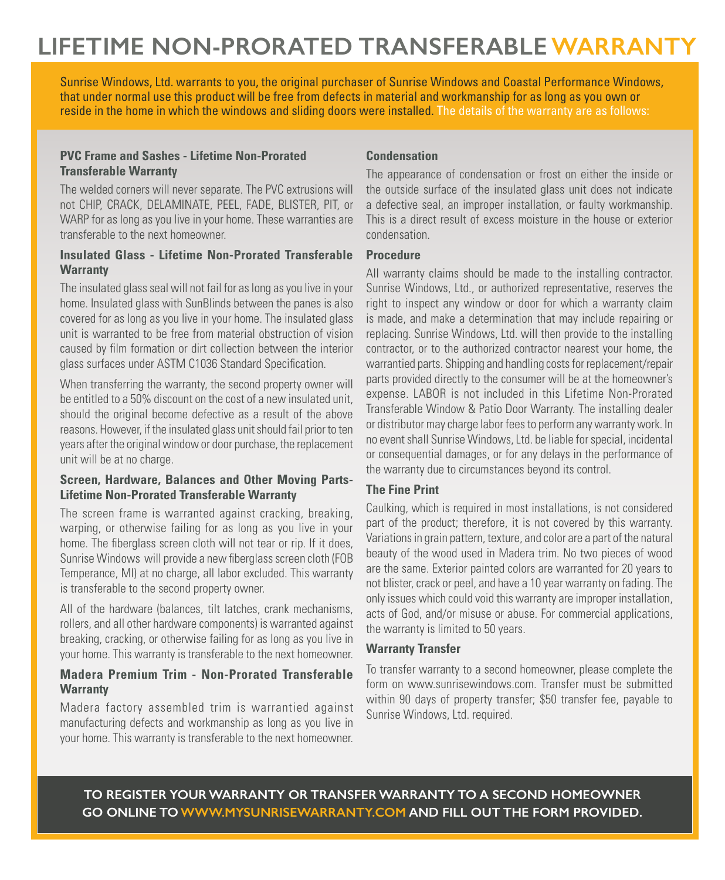# LIFETIME NON-PRORATED TRANSFERABLE WARRANTY

Sunrise Windows, Ltd. warrants to you, the original purchaser of Sunrise Windows and Coastal Performance Windows, that under normal use this product will be free from defects in material and workmanship for as long as you own or reside in the home in which the windows and sliding doors were installed. The details of the warranty are as follows:

### PVC Frame and Sashes - Lifetime Non-Prorated Transferable Warranty

The welded corners will never separate. The PVC extrusions will not CHIP, CRACK, DELAMINATE, PEEL, FADE, BLISTER, PIT, or WARP for as long as you live in your home. These warranties are transferable to the next homeowner.

### Insulated Glass - Lifetime Non-Prorated Transferable Warranty

The insulated glass seal will not fail for as long as you live in your home. Insulated glass with SunBlinds between the panes is also covered for as long as you live in your home. The insulated glass unit is warranted to be free from material obstruction of vision caused by film formation or dirt collection between the interior glass surfaces under ASTM C1036 Standard Specification.

When transferring the warranty, the second property owner will be entitled to a 50% discount on the cost of a new insulated unit, should the original become defective as a result of the above reasons. However, if the insulated glass unit should fail prior to ten years after the original window or door purchase, the replacement unit will be at no charge.

### Screen, Hardware, Balances and Other Moving Parts- Lifetime Non-Prorated Transferable Warranty

The screen frame is warranted against cracking, breaking, warping, or otherwise failing for as long as you live in your home. The fiberglass screen cloth will not tear or rip. If it does, Sunrise Windows will provide a new fiberglass screen cloth (FOB Temperance, MI) at no charge, all labor excluded. This warranty is transferable to the second property owner.

All of the hardware (balances, tilt latches, crank mechanisms, rollers, and all other hardware components) is warranted against breaking, cracking, or otherwise failing for as long as you live in your home. This warranty is transferable to the next homeowner.

### Madera Premium Trim - Non-Prorated Transferable Warranty

Madera factory assembled trim is warrantied against manufacturing defects and workmanship as long as you live in your home. This warranty is transferable to the next homeowner.

### Condensation

The appearance of condensation or frost on either the inside or the outside surface of the insulated glass unit does not indicate a defective seal, an improper installation, or faulty workmanship. This is a direct result of excess moisture in the house or exterior condensation.

### Procedure

All warranty claims should be made to the installing contractor. Sunrise Windows, Ltd., or authorized representative, reserves the right to inspect any window or door for which a warranty claim is made, and make a determination that may include repairing or replacing. Sunrise Windows, Ltd. will then provide to the installing contractor, or to the authorized contractor nearest your home, the warrantied parts. Shipping and handling costs for replacement/repair parts provided directly to the consumer will be at the homeowner's expense. LABOR is not included in this Lifetime Non-Prorated Transferable Window & Patio Door Warranty. The installing dealer or distributor may charge labor fees to perform any warranty work. In no event shall Sunrise Windows, Ltd. be liable for special, incidental or consequential damages, or for any delays in the performance of the warranty due to circumstances beyond its control.

### The Fine Print

Caulking, which is required in most installations, is not considered part of the product; therefore, it is not covered by this warranty. Variations in grain pattern, texture, and color are a part of the natural beauty of the wood used in Madera trim. No two pieces of wood are the same. Exterior painted colors are warranted for 20 years to not blister, crack or peel, and have a 10 year warranty on fading. The only issues which could void this warranty are improper installation, acts of God, and/or misuse or abuse. For commercial applications, the warranty is limited to 50 years.

### Warranty Transfer

To transfer warranty to a second homeowner, please complete the form on www.sunrisewindows.com. Transfer must be submitted within 90 days of property transfer; $50 transfer fee, payable to Sunrise Windows, Ltd. required.

**TO REGISTER YOUR WARRANTY OR TRANSFER WARRANTY TO A SECOND HOMEOWNER GO ONLINE TO WWW.MYSUNRISEWARRANTY.COM AND FILL OUT THE FORM PROVIDED.**